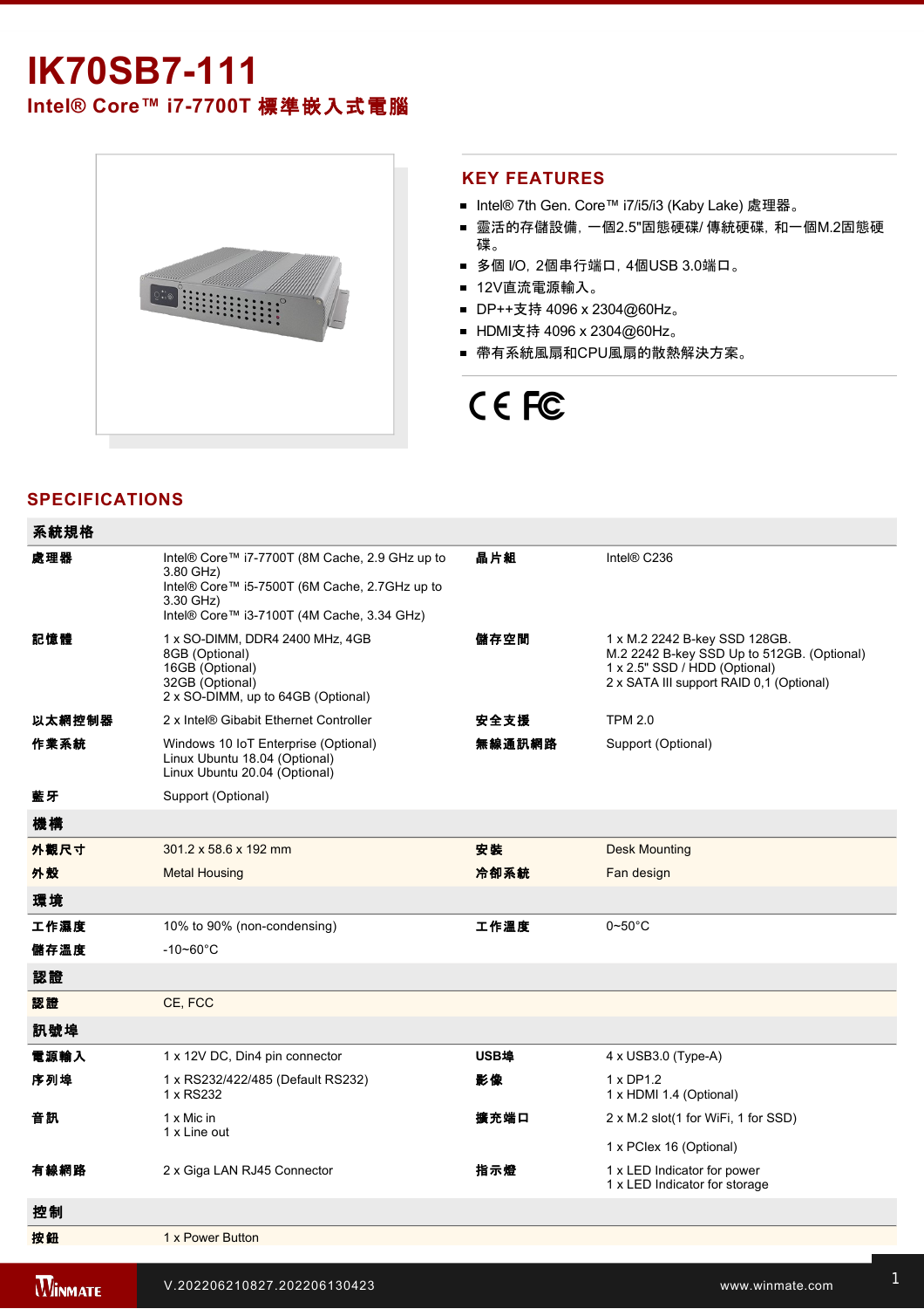# IK70SB7-111

## Intel® Core™ i7-7700T 標準嵌入式電腦

## KEY FEATURES

- Intel® 7th Gen. Core™ i7/i5/i3 (Kaby Lake) 處理器。
- 靈活的存儲設備，一個2.5"固態硬碟/ 傳統硬碟，和一個M.2固態硬碟。
- 多個 I/O，2個串行端口，4個USB 3.0端口。
- 12V直流電源輸入。
- DP++支持 4096 x 2304@60Hz。
- HDMI支持 4096 x 2304@60Hz。
- 帶有系統風扇和CPU風扇的散熱解決方案。

## SPECIFICATIONS

| 系統規格 | | | |
|---|---|---|---|
| 處理器 | Intel® Core™ i7-7700T (8M Cache, 2.9 GHz up to 3.80 GHz)<br>Intel® Core™ i5-7500T (6M Cache, 2.7GHz up to 3.30 GHz)<br>Intel® Core™ i3-7100T (4M Cache, 3.34 GHz) | 晶片組 | Intel® C236 |
| 記憶體 | 1 x SO-DIMM, DDR4 2400 MHz, 4GB<br>8GB (Optional)<br>16GB (Optional)<br>32GB (Optional)<br>2 x SO-DIMM, up to 64GB (Optional) | 儲存空間 | 1 x M.2 2242 B-key SSD 128GB.<br>M.2 2242 B-key SSD Up to 512GB. (Optional)<br>1 x 2.5" SSD / HDD (Optional)<br>2 x SATA III support RAID 0,1 (Optional) |
| 以太網控制器 | 2 x Intel® Gibabit Ethernet Controller | 安全支援 | TPM 2.0 |
| 作業系統 | Windows 10 IoT Enterprise (Optional)<br>Linux Ubuntu 18.04 (Optional)<br>Linux Ubuntu 20.04 (Optional) | 無線通訊網路 | Support (Optional) |
| 藍牙 | Support (Optional) | | |
| **機構** | | | |
| 外觀尺寸 | 301.2 x 58.6 x 192 mm | 安裝 | Desk Mounting |
| 外殼 | Metal Housing | 冷卻系統 | Fan design |
| **環境** | | | |
| 工作濕度 | 10% to 90% (non-condensing) | 工作溫度 | 0~50°C |
| 儲存溫度 | -10~60°C | | |
| **認證** | | | |
| 認證 | CE, FCC | | |
| **訊號埠** | | | |
| 電源輸入 | 1 x 12V DC, Din4 pin connector | USB埠 | 4 x USB3.0 (Type-A) |
| 序列埠 | 1 x RS232/422/485 (Default RS232)<br>1 x RS232 | 影像 | 1 x DP1.2<br>1 x HDMI 1.4 (Optional) |
| 音訊 | 1 x Mic in<br>1 x Line out | 擴充端口 | 2 x M.2 slot(1 for WiFi, 1 for SSD)<br>1 x PClex 16 (Optional) |
| 有線網路 | 2 x Giga LAN RJ45 Connector | 指示燈 | 1 x LED Indicator for power<br>1 x LED Indicator for storage |
| **控制** | | | |
| 按鈕 | 1 x Power Button | | |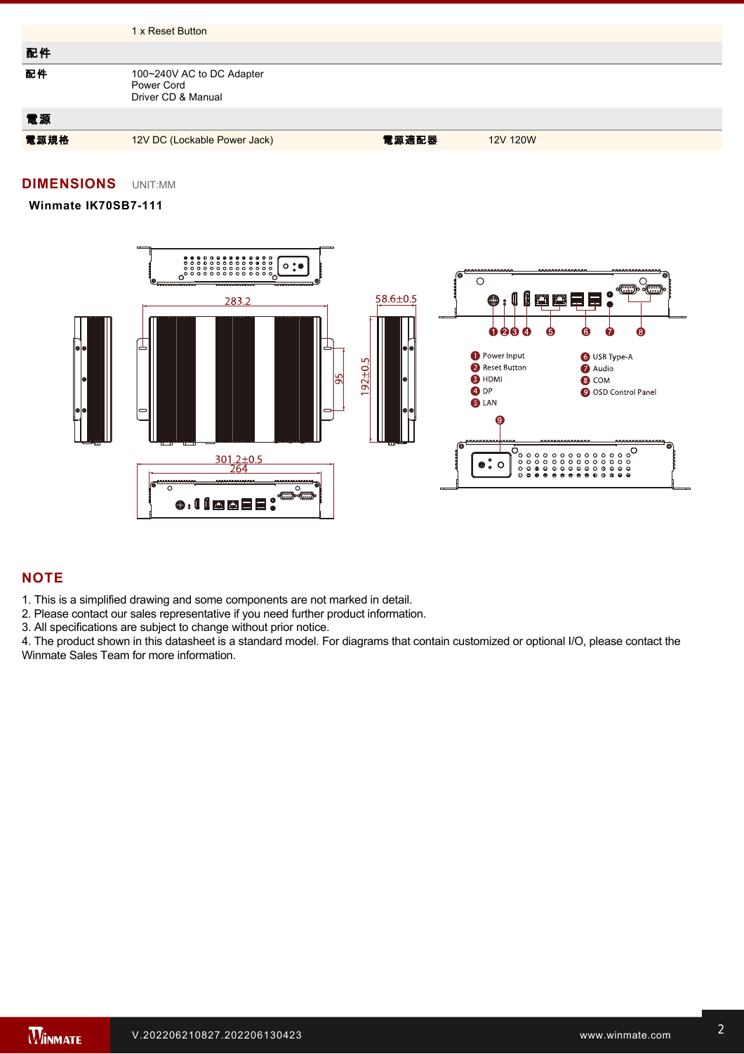| | | | |
|---|---|---|---|
| | 1 x Reset Button | | |
| **配件** | | | |
| **配件** | 100~240V AC to DC Adapter<br>Power Cord<br>Driver CD & Manual | | |
| **電源** | | | |
| **電源規格** | 12V DC (Lockable Power Jack) | **電源適配器** | 12V 120W |

## DIMENSIONS UNIT:MM

**Winmate IK70SB7-111**

283.2

58.6±0.5

95

192±0.5

301.2±0.5

264

1 Power Input
2 Reset Button
3 HDMI
4 DP
5 LAN
6 USB Type-A
7 Audio
8 COM
9 OSD Control Panel

## NOTE

1. This is a simplified drawing and some components are not marked in detail.
2. Please contact our sales representative if you need further product information.
3. All specifications are subject to change without prior notice.
4. The product shown in this datasheet is a standard model. For diagrams that contain customized or optional I/O, please contact the Winmate Sales Team for more information.